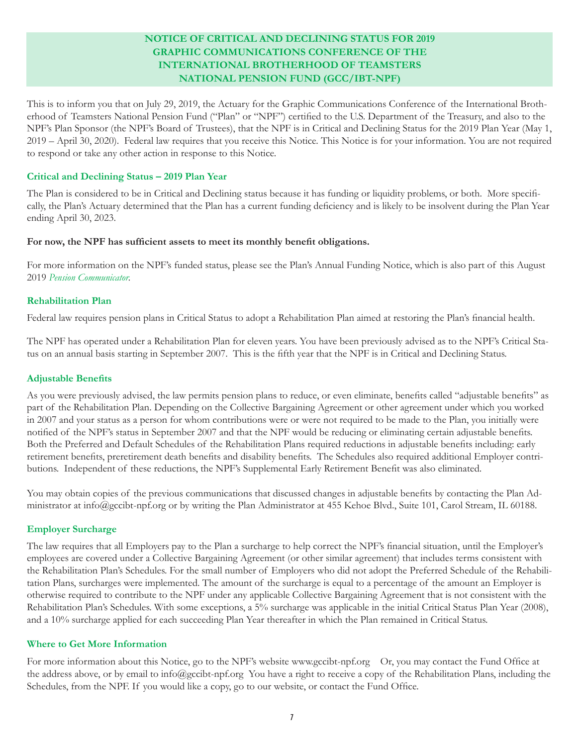# NOTICE OF CRITICAL AND DECLINING STATUS FOR 2019 GRAPHIC COMMUNICATIONS CONFERENCE OF THE INTERNATIONAL BROTHERHOOD OF TEAMSTERS NATIONAL PENSION FUND (GCC/IBT-NPF)

This is to inform you that on July 29, 2019, the Actuary for the Graphic Communications Conference of the International Brotherhood of Teamsters National Pension Fund ("Plan" or "NPF") certified to the U.S. Department of the Treasury, and also to the NPF's Plan Sponsor (the NPF's Board of Trustees), that the NPF is in Critical and Declining Status for the 2019 Plan Year (May 1, 2019 – April 30, 2020). Federal law requires that you receive this Notice. This Notice is for your information. You are not required to respond or take any other action in response to this Notice.

## Critical and Declining Status – 2019 Plan Year

The Plan is considered to be in Critical and Declining status because it has funding or liquidity problems, or both. More specifically, the Plan's Actuary determined that the Plan has a current funding deficiency and is likely to be insolvent during the Plan Year ending April 30, 2023.

**For now, the NPF has sufficient assets to meet its monthly benefit obligations.**

For more information on the NPF's funded status, please see the Plan's Annual Funding Notice, which is also part of this August 2019 *Pension Communicator*.

## Rehabilitation Plan

Federal law requires pension plans in Critical Status to adopt a Rehabilitation Plan aimed at restoring the Plan's financial health.

The NPF has operated under a Rehabilitation Plan for eleven years. You have been previously advised as to the NPF's Critical Status on an annual basis starting in September 2007. This is the fifth year that the NPF is in Critical and Declining Status.

## Adjustable Benefits

As you were previously advised, the law permits pension plans to reduce, or even eliminate, benefits called "adjustable benefits" as part of the Rehabilitation Plan. Depending on the Collective Bargaining Agreement or other agreement under which you worked in 2007 and your status as a person for whom contributions were or were not required to be made to the Plan, you initially were notified of the NPF's status in September 2007 and that the NPF would be reducing or eliminating certain adjustable benefits. Both the Preferred and Default Schedules of the Rehabilitation Plans required reductions in adjustable benefits including: early retirement benefits, preretirement death benefits and disability benefits. The Schedules also required additional Employer contributions. Independent of these reductions, the NPF's Supplemental Early Retirement Benefit was also eliminated.

You may obtain copies of the previous communications that discussed changes in adjustable benefits by contacting the Plan Administrator at info@gccibt-npf.org or by writing the Plan Administrator at 455 Kehoe Blvd., Suite 101, Carol Stream, IL 60188.

## Employer Surcharge

The law requires that all Employers pay to the Plan a surcharge to help correct the NPF's financial situation, until the Employer's employees are covered under a Collective Bargaining Agreement (or other similar agreement) that includes terms consistent with the Rehabilitation Plan's Schedules. For the small number of Employers who did not adopt the Preferred Schedule of the Rehabilitation Plans, surcharges were implemented. The amount of the surcharge is equal to a percentage of the amount an Employer is otherwise required to contribute to the NPF under any applicable Collective Bargaining Agreement that is not consistent with the Rehabilitation Plan's Schedules. With some exceptions, a 5% surcharge was applicable in the initial Critical Status Plan Year (2008), and a 10% surcharge applied for each succeeding Plan Year thereafter in which the Plan remained in Critical Status.

## Where to Get More Information

For more information about this Notice, go to the NPF's website www.gccibt-npf.org Or, you may contact the Fund Office at the address above, or by email to info@gccibt-npf.org You have a right to receive a copy of the Rehabilitation Plans, including the Schedules, from the NPF. If you would like a copy, go to our website, or contact the Fund Office.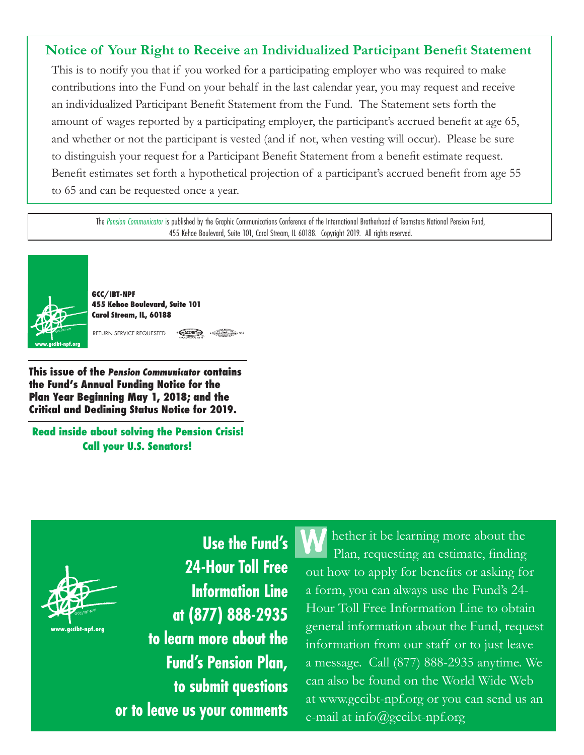## Notice of Your Right to Receive an Individualized Participant Benefit Statement

This is to notify you that if you worked for a participating employer who was required to make contributions into the Fund on your behalf in the last calendar year, you may request and receive an individualized Participant Benefit Statement from the Fund. The Statement sets forth the amount of wages reported by a participating employer, the participant's accrued benefit at age 65, and whether or not the participant is vested (and if not, when vesting will occur). Please be sure to distinguish your request for a Participant Benefit Statement from a benefit estimate request. Benefit estimates set forth a hypothetical projection of a participant's accrued benefit from age 55 to 65 and can be requested once a year.

The *Pension Communicator* is published by the Graphic Communications Conference of the International Brotherhood of Teamsters National Pension Fund, 455 Kehoe Boulevard, Suite 101, Carol Stream, IL 60188. Copyright 2019. All rights reserved.

www.gccibt-npf.org

**GCC/IBT-NPF**
**455 Kehoe Boulevard, Suite 101**
**Carol Stream, IL, 60188**

RETURN SERVICE REQUESTED

**This issue of the *Pension Communicator* contains the Fund's Annual Funding Notice for the Plan Year Beginning May 1, 2018; and the Critical and Declining Status Notice for 2019.**

**Read inside about solving the Pension Crisis! Call your U.S. Senators!**

www.gccibt-npf.org

**Use the Fund's 24-Hour Toll Free Information Line at (877) 888-2935 to learn more about the Fund's Pension Plan, to submit questions or to leave us your comments**

Whether it be learning more about the Plan, requesting an estimate, finding out how to apply for benefits or asking for a form, you can always use the Fund's 24-Hour Toll Free Information Line to obtain general information about the Fund, request information from our staff or to just leave a message. Call (877) 888-2935 anytime. We can also be found on the World Wide Web at www.gccibt-npf.org or you can send us an e-mail at info@gccibt-npf.org